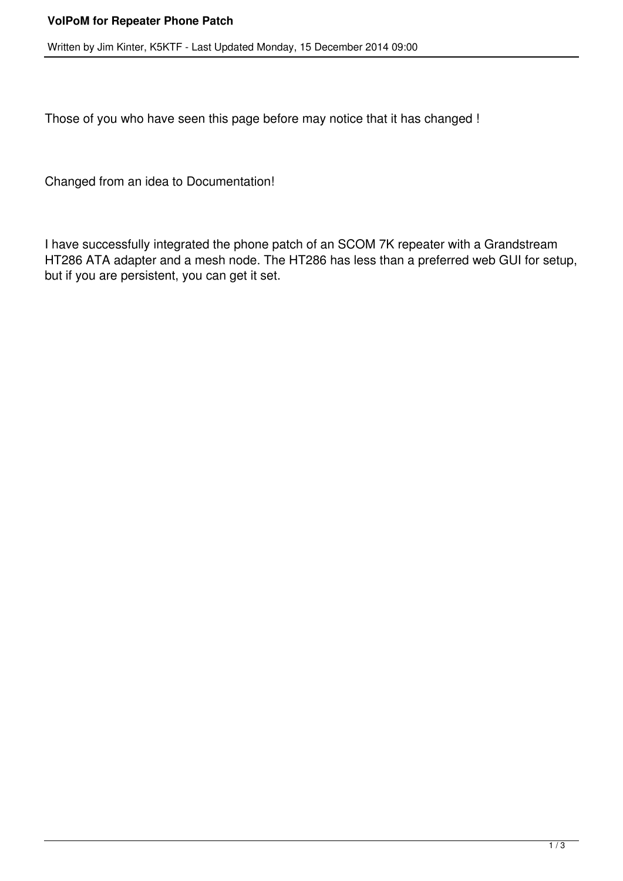# VoIPoM for Repeater Phone Patch

Written by Jim Kinter, K5KTF - Last Updated Monday, 15 December 2014 09:00

Those of you who have seen this page before may notice that it has changed !

Changed from an idea to Documentation!

I have successfully integrated the phone patch of an SCOM 7K repeater with a Grandstream HT286 ATA adapter and a mesh node. The HT286 has less than a preferred web GUI for setup, but if you are persistent, you can get it set.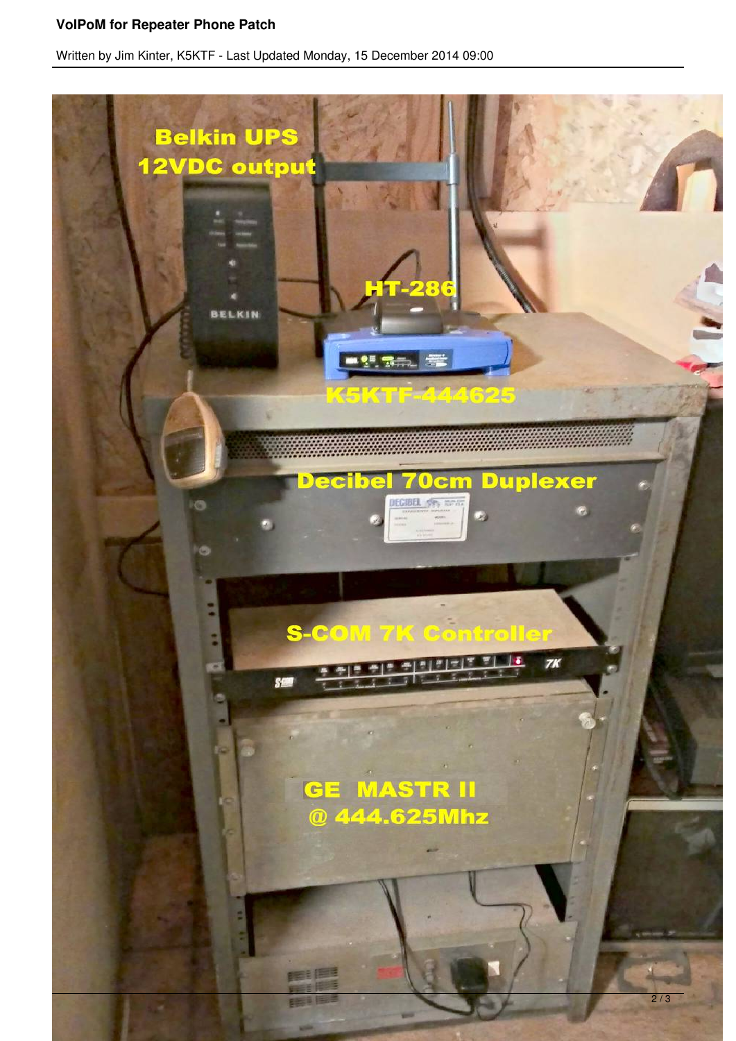Belkin UPS
12VDC output

HT-286

K5KTF-444625

Decibel 70cm Duplexer

S-COM 7K Controller

GE MASTR II
@ 444.625Mhz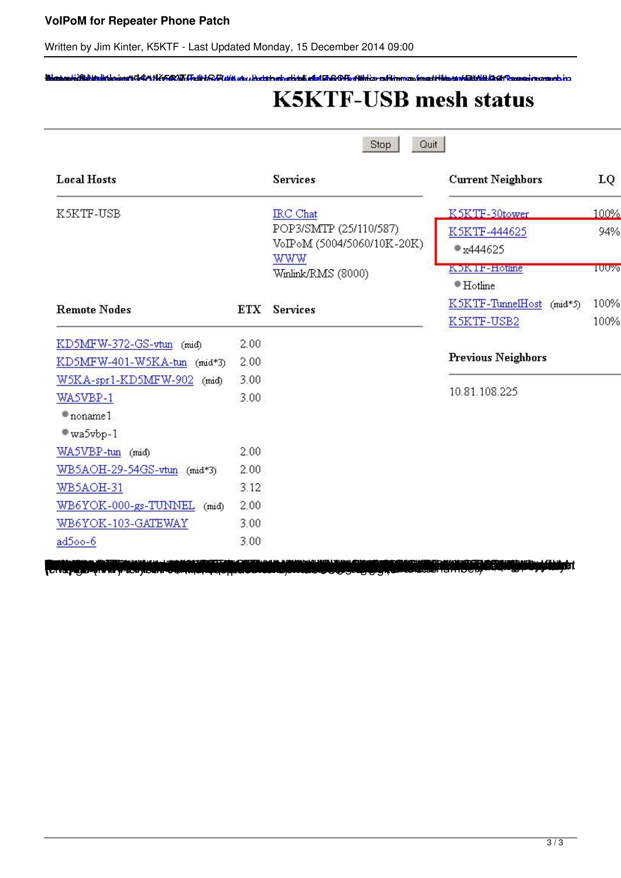# K5KTF-USB mesh status

Stop Quit

| Local Hosts | Services |
|---|---|
| K5KTF-USB | IRC Chat |
| | POP3/SMTP (25/110/587) |
| | VoIPoM (5004/5060/10K-20K) |
| | WWW |
| | Winlink/RMS (8000) |

| Remote Nodes | ETX | Services |
|---|---|---|
| KD5MFW-372-GS-vtun (mid) | 2.00 | |
| KD5MFW-401-W5KA-tun (mid*3) | 2.00 | |
| W5KA-spr1-KD5MFW-902 (mid) | 3.00 | |
| WA5VBP-1 | 3.00 | |
| • noname1 | | |
| • wa5vbp-1 | | |
| WA5VBP-tun (mid) | 2.00 | |
| WB5AOH-29-54GS-vtun (mid*3) | 2.00 | |
| WB5AOH-31 | 3.12 | |
| WB6YOK-000-gs-TUNNEL (mid) | 2.00 | |
| WB6YOK-103-GATEWAY | 3.00 | |
| ad5oo-6 | 3.00 | |

| Current Neighbors | LQ |
|---|---|
| K5KTF-30tower | 100% |
| K5KTF-444625 | 94% |
| • x444625 | |
| K5KTF-Hotline | 100% |
| • Hotline | |
| K5KTF-TunnelHost (mid*5) | 100% |
| K5KTF-USB2 | 100% |

**Previous Neighbors**

10.81.108.225